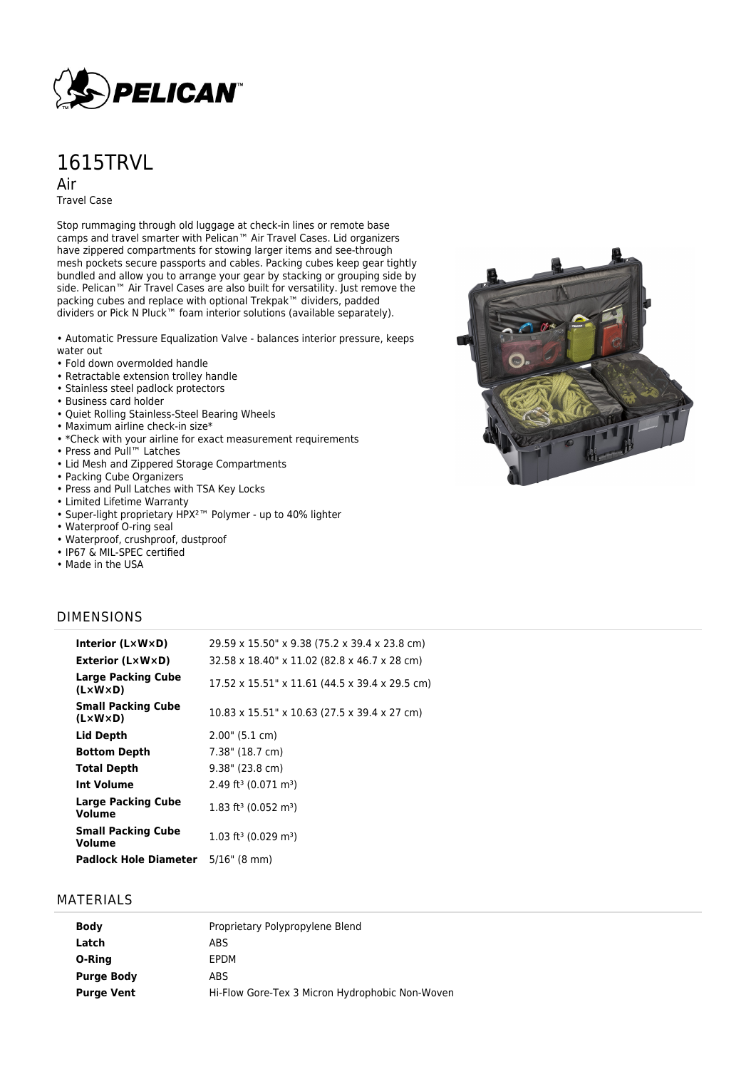# 1615TRVL

## Air

Travel Case

Stop rummaging through old luggage at check-in lines or remote base camps and travel smarter with Pelican™ Air Travel Cases. Lid organizers have zippered compartments for stowing larger items and see-through mesh pockets secure passports and cables. Packing cubes keep gear tightly bundled and allow you to arrange your gear by stacking or grouping side by side. Pelican™ Air Travel Cases are also built for versatility. Just remove the packing cubes and replace with optional Trekpak™ dividers, padded dividers or Pick N Pluck™ foam interior solutions (available separately).

- Automatic Pressure Equalization Valve - balances interior pressure, keeps water out
- Fold down overmolded handle
- Retractable extension trolley handle
- Stainless steel padlock protectors
- Business card holder
- Quiet Rolling Stainless-Steel Bearing Wheels
- Maximum airline check-in size*
- *Check with your airline for exact measurement requirements
- Press and Pull™ Latches
- Lid Mesh and Zippered Storage Compartments
- Packing Cube Organizers
- Press and Pull Latches with TSA Key Locks
- Limited Lifetime Warranty
- Super-light proprietary HPX²™ Polymer - up to 40% lighter
- Waterproof O-ring seal
- Waterproof, crushproof, dustproof
- IP67 & MIL-SPEC certified
- Made in the USA

## DIMENSIONS

| | |
|---|---|
| **Interior (L×W×D)** | 29.59 x 15.50" x 9.38 (75.2 x 39.4 x 23.8 cm) |
| **Exterior (L×W×D)** | 32.58 x 18.40" x 11.02 (82.8 x 46.7 x 28 cm) |
| **Large Packing Cube (L×W×D)** | 17.52 x 15.51" x 11.61 (44.5 x 39.4 x 29.5 cm) |
| **Small Packing Cube (L×W×D)** | 10.83 x 15.51" x 10.63 (27.5 x 39.4 x 27 cm) |
| **Lid Depth** | 2.00" (5.1 cm) |
| **Bottom Depth** | 7.38" (18.7 cm) |
| **Total Depth** | 9.38" (23.8 cm) |
| **Int Volume** | 2.49 ft³ (0.071 m³) |
| **Large Packing Cube Volume** | 1.83 ft³ (0.052 m³) |
| **Small Packing Cube Volume** | 1.03 ft³ (0.029 m³) |
| **Padlock Hole Diameter** | 5/16" (8 mm) |

## MATERIALS

| | |
|---|---|
| **Body** | Proprietary Polypropylene Blend |
| **Latch** | ABS |
| **O-Ring** | EPDM |
| **Purge Body** | ABS |
| **Purge Vent** | Hi-Flow Gore-Tex 3 Micron Hydrophobic Non-Woven |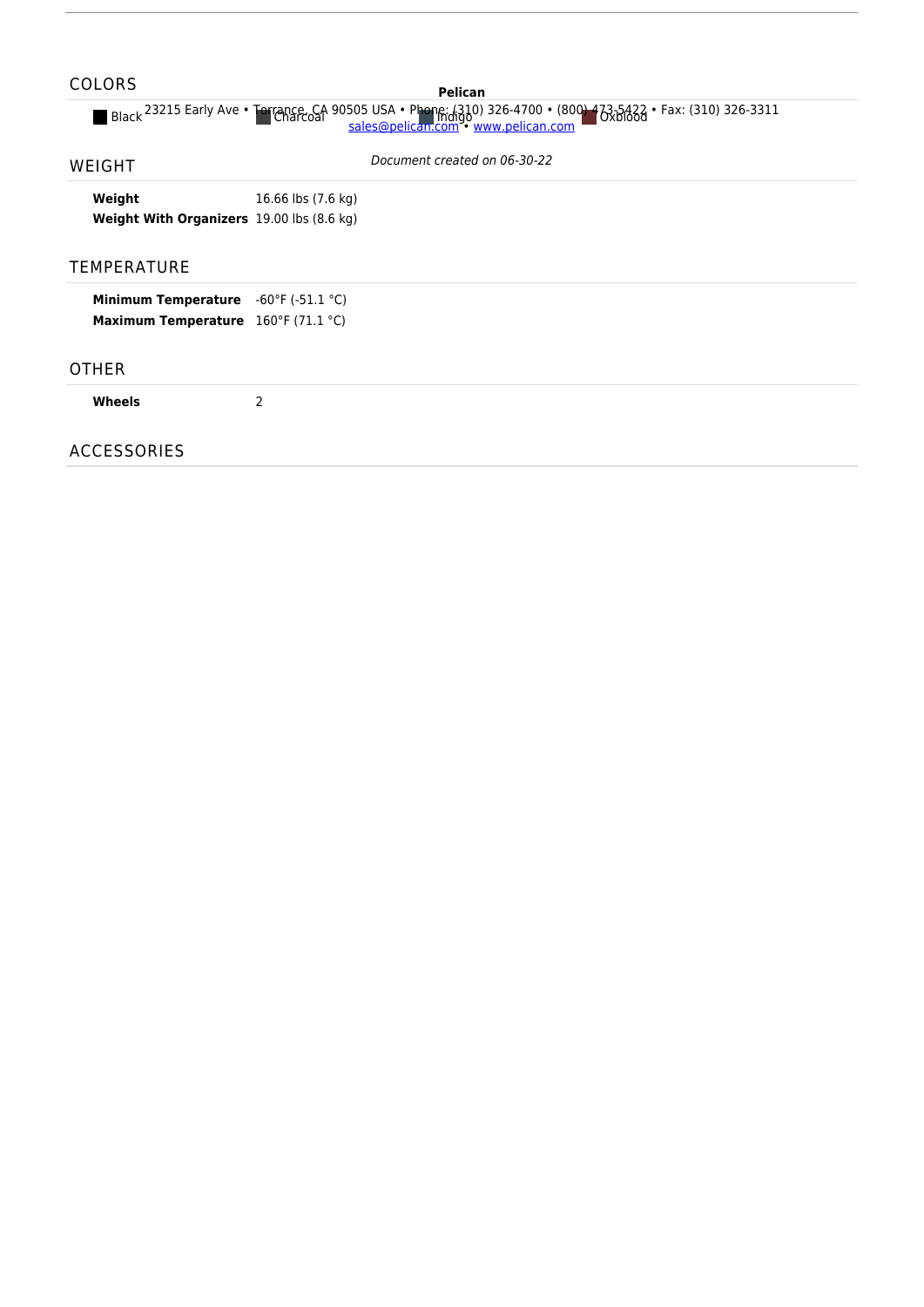## COLORS

Black Charcoal Indigo Oxblood

## WEIGHT

| | |
|---|---|
| **Weight** | 16.66 lbs (7.6 kg) |
| **Weight With Organizers** | 19.00 lbs (8.6 kg) |

## TEMPERATURE

| | |
|---|---|
| **Minimum Temperature** | -60°F (-51.1 °C) |
| **Maximum Temperature** | 160°F (71.1 °C) |

## OTHER

| | |
|---|---|
| **Wheels** | 2 |

## ACCESSORIES

**Pelican**

23215 Early Ave • Torrance, CA 90505 USA • Phone: (310) 326-4700 • (800) 473-5422 • Fax: (310) 326-3311
sales@pelican.com • www.pelican.com

*Document created on 06-30-22*